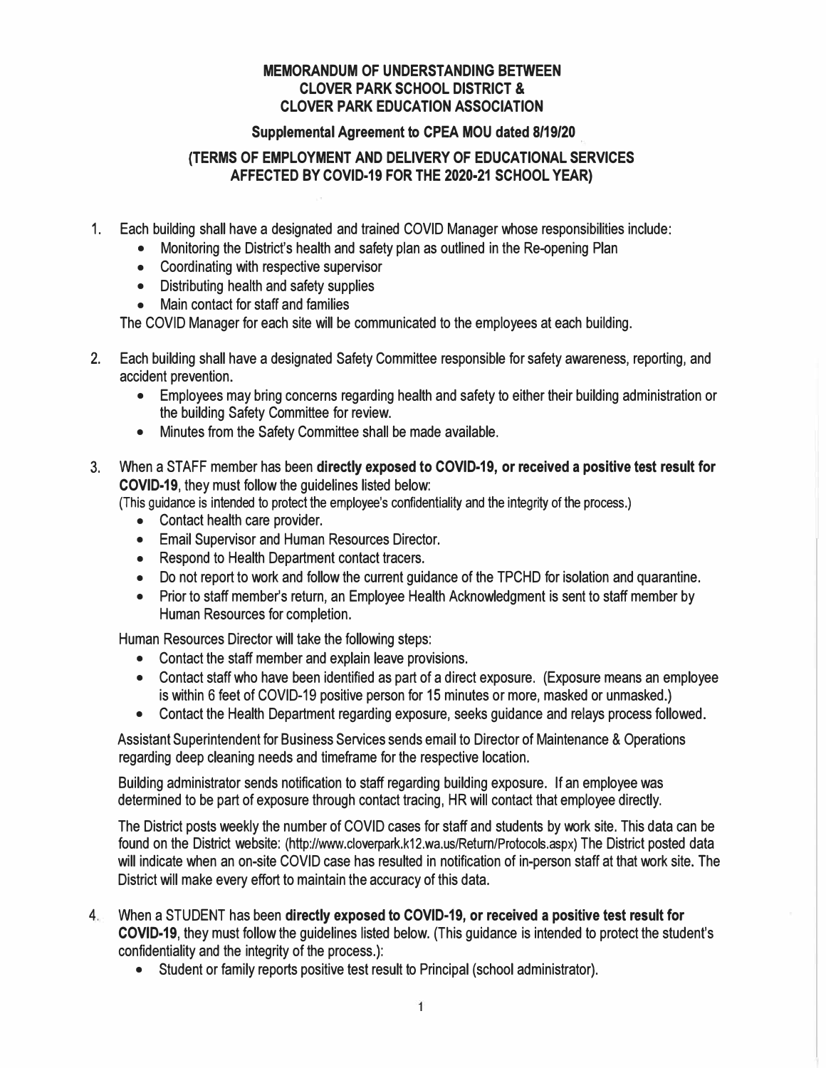# MEMORANDUM OF UNDERSTANDING BETWEEN CLOVER PARK SCHOOL DISTRICT & CLOVER PARK EDUCATION ASSOCIATION

## Supplemental Agreement to CPEA MOU dated 8/19/20

## (TERMS OF EMPLOYMENT AND DELIVERY OF EDUCATIONAL SERVICES AFFECTED BY COVID-19 FOR THE 2020-21 SCHOOL YEAR)

1. Each building shall have a designated and trained COVID Manager whose responsibilities include:
   - Monitoring the District's health and safety plan as outlined in the Re-opening Plan
   - Coordinating with respective supervisor
   - Distributing health and safety supplies
   - Main contact for staff and families

   The COVID Manager for each site will be communicated to the employees at each building.

2. Each building shall have a designated Safety Committee responsible for safety awareness, reporting, and accident prevention.
   - Employees may bring concerns regarding health and safety to either their building administration or the building Safety Committee for review.
   - Minutes from the Safety Committee shall be made available.

3. When a STAFF member has been **directly exposed to COVID-19, or received a positive test result for COVID-19**, they must follow the guidelines listed below:
   (This guidance is intended to protect the employee's confidentiality and the integrity of the process.)
   - Contact health care provider.
   - Email Supervisor and Human Resources Director.
   - Respond to Health Department contact tracers.
   - Do not report to work and follow the current guidance of the TPCHD for isolation and quarantine.
   - Prior to staff member's return, an Employee Health Acknowledgment is sent to staff member by Human Resources for completion.

   Human Resources Director will take the following steps:
   - Contact the staff member and explain leave provisions.
   - Contact staff who have been identified as part of a direct exposure. (Exposure means an employee is within 6 feet of COVID-19 positive person for 15 minutes or more, masked or unmasked.)
   - Contact the Health Department regarding exposure, seeks guidance and relays process followed.

   Assistant Superintendent for Business Services sends email to Director of Maintenance & Operations regarding deep cleaning needs and timeframe for the respective location.

   Building administrator sends notification to staff regarding building exposure. If an employee was determined to be part of exposure through contact tracing, HR will contact that employee directly.

   The District posts weekly the number of COVID cases for staff and students by work site. This data can be found on the District website: (http://www.cloverpark.k12.wa.us/Return/Protocols.aspx) The District posted data will indicate when an on-site COVID case has resulted in notification of in-person staff at that work site. The District will make every effort to maintain the accuracy of this data.

4. When a STUDENT has been **directly exposed to COVID-19, or received a positive test result for COVID-19**, they must follow the guidelines listed below. (This guidance is intended to protect the student's confidentiality and the integrity of the process.):
   - Student or family reports positive test result to Principal (school administrator).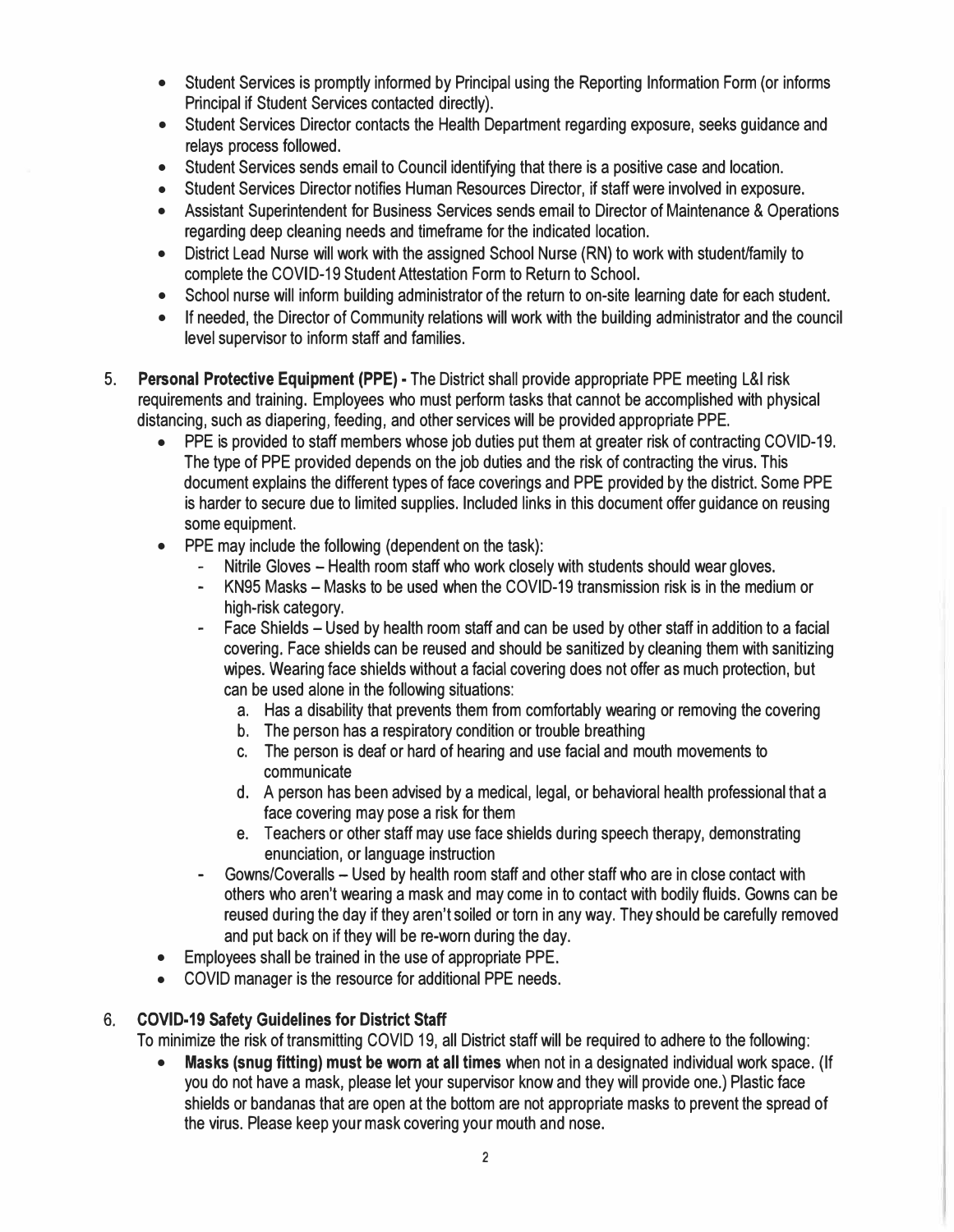- Student Services is promptly informed by Principal using the Reporting Information Form (or informs Principal if Student Services contacted directly).
- Student Services Director contacts the Health Department regarding exposure, seeks guidance and relays process followed.
- Student Services sends email to Council identifying that there is a positive case and location.
- Student Services Director notifies Human Resources Director, if staff were involved in exposure.
- Assistant Superintendent for Business Services sends email to Director of Maintenance & Operations regarding deep cleaning needs and timeframe for the indicated location.
- District Lead Nurse will work with the assigned School Nurse (RN) to work with student/family to complete the COVID-19 Student Attestation Form to Return to School.
- School nurse will inform building administrator of the return to on-site learning date for each student.
- If needed, the Director of Community relations will work with the building administrator and the council level supervisor to inform staff and families.

5. **Personal Protective Equipment (PPE) -** The District shall provide appropriate PPE meeting L&I risk requirements and training. Employees who must perform tasks that cannot be accomplished with physical distancing, such as diapering, feeding, and other services will be provided appropriate PPE.
   - PPE is provided to staff members whose job duties put them at greater risk of contracting COVID-19. The type of PPE provided depends on the job duties and the risk of contracting the virus. This document explains the different types of face coverings and PPE provided by the district. Some PPE is harder to secure due to limited supplies. Included links in this document offer guidance on reusing some equipment.
   - PPE may include the following (dependent on the task):
     - Nitrile Gloves – Health room staff who work closely with students should wear gloves.
     - KN95 Masks – Masks to be used when the COVID-19 transmission risk is in the medium or high-risk category.
     - Face Shields – Used by health room staff and can be used by other staff in addition to a facial covering. Face shields can be reused and should be sanitized by cleaning them with sanitizing wipes. Wearing face shields without a facial covering does not offer as much protection, but can be used alone in the following situations:
       a. Has a disability that prevents them from comfortably wearing or removing the covering
       b. The person has a respiratory condition or trouble breathing
       c. The person is deaf or hard of hearing and use facial and mouth movements to communicate
       d. A person has been advised by a medical, legal, or behavioral health professional that a face covering may pose a risk for them
       e. Teachers or other staff may use face shields during speech therapy, demonstrating enunciation, or language instruction
     - Gowns/Coveralls – Used by health room staff and other staff who are in close contact with others who aren't wearing a mask and may come in to contact with bodily fluids. Gowns can be reused during the day if they aren't soiled or torn in any way. They should be carefully removed and put back on if they will be re-worn during the day.
   - Employees shall be trained in the use of appropriate PPE.
   - COVID manager is the resource for additional PPE needs.

6. **COVID-19 Safety Guidelines for District Staff**

   To minimize the risk of transmitting COVID 19, all District staff will be required to adhere to the following:
   - **Masks (snug fitting) must be worn at all times** when not in a designated individual work space. (If you do not have a mask, please let your supervisor know and they will provide one.) Plastic face shields or bandanas that are open at the bottom are not appropriate masks to prevent the spread of the virus. Please keep your mask covering your mouth and nose.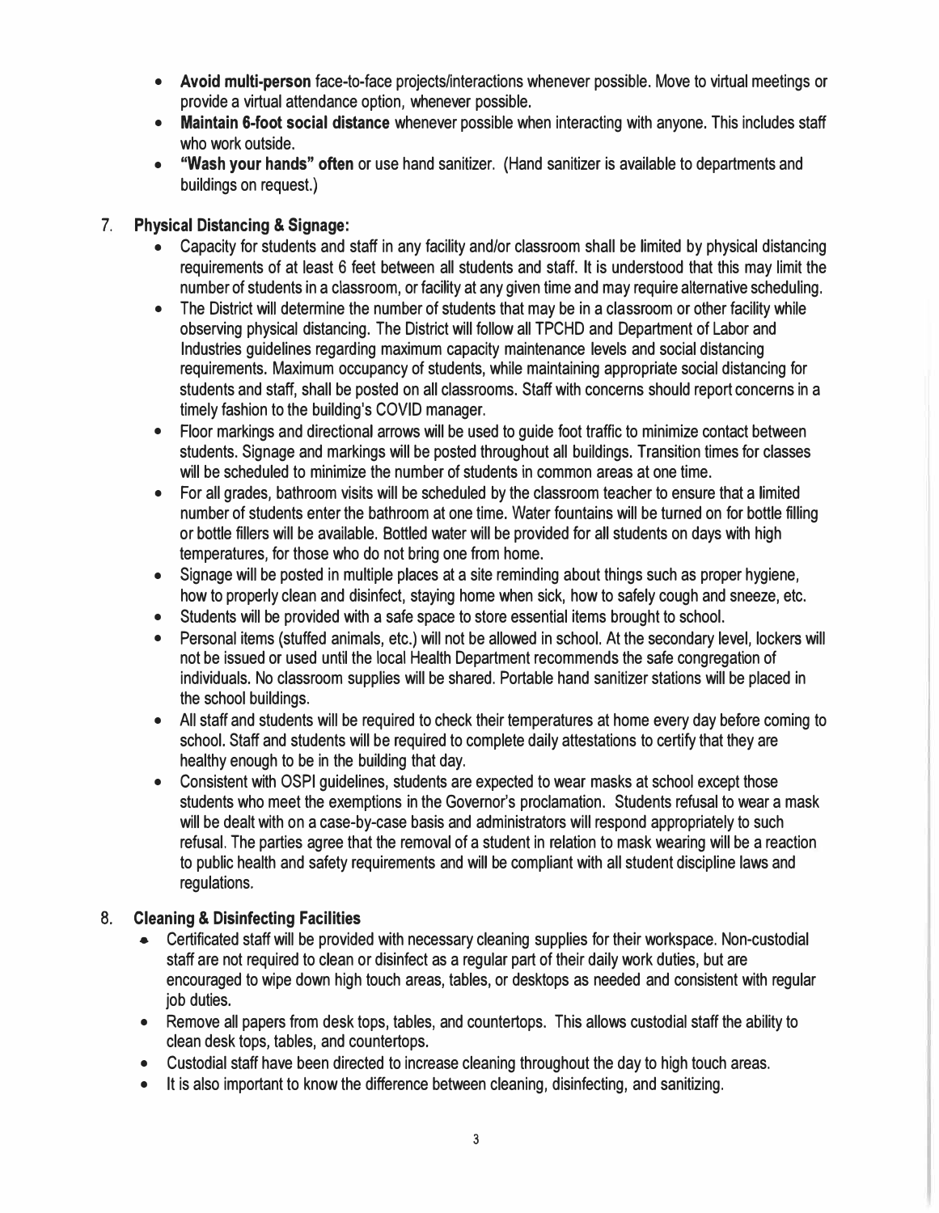- **Avoid multi-person** face-to-face projects/interactions whenever possible. Move to virtual meetings or provide a virtual attendance option, whenever possible.
- **Maintain 6-foot social distance** whenever possible when interacting with anyone. This includes staff who work outside.
- **"Wash your hands" often** or use hand sanitizer. (Hand sanitizer is available to departments and buildings on request.)

7. **Physical Distancing & Signage:**
   - Capacity for students and staff in any facility and/or classroom shall be limited by physical distancing requirements of at least 6 feet between all students and staff. It is understood that this may limit the number of students in a classroom, or facility at any given time and may require alternative scheduling.
   - The District will determine the number of students that may be in a classroom or other facility while observing physical distancing. The District will follow all TPCHD and Department of Labor and Industries guidelines regarding maximum capacity maintenance levels and social distancing requirements. Maximum occupancy of students, while maintaining appropriate social distancing for students and staff, shall be posted on all classrooms. Staff with concerns should report concerns in a timely fashion to the building's COVID manager.
   - Floor markings and directional arrows will be used to guide foot traffic to minimize contact between students. Signage and markings will be posted throughout all buildings. Transition times for classes will be scheduled to minimize the number of students in common areas at one time.
   - For all grades, bathroom visits will be scheduled by the classroom teacher to ensure that a limited number of students enter the bathroom at one time. Water fountains will be turned on for bottle filling or bottle fillers will be available. Bottled water will be provided for all students on days with high temperatures, for those who do not bring one from home.
   - Signage will be posted in multiple places at a site reminding about things such as proper hygiene, how to properly clean and disinfect, staying home when sick, how to safely cough and sneeze, etc.
   - Students will be provided with a safe space to store essential items brought to school.
   - Personal items (stuffed animals, etc.) will not be allowed in school. At the secondary level, lockers will not be issued or used until the local Health Department recommends the safe congregation of individuals. No classroom supplies will be shared. Portable hand sanitizer stations will be placed in the school buildings.
   - All staff and students will be required to check their temperatures at home every day before coming to school. Staff and students will be required to complete daily attestations to certify that they are healthy enough to be in the building that day.
   - Consistent with OSPI guidelines, students are expected to wear masks at school except those students who meet the exemptions in the Governor's proclamation. Students refusal to wear a mask will be dealt with on a case-by-case basis and administrators will respond appropriately to such refusal. The parties agree that the removal of a student in relation to mask wearing will be a reaction to public health and safety requirements and will be compliant with all student discipline laws and regulations.

8. **Cleaning & Disinfecting Facilities**
   - Certificated staff will be provided with necessary cleaning supplies for their workspace. Non-custodial staff are not required to clean or disinfect as a regular part of their daily work duties, but are encouraged to wipe down high touch areas, tables, or desktops as needed and consistent with regular job duties.
   - Remove all papers from desk tops, tables, and countertops. This allows custodial staff the ability to clean desk tops, tables, and countertops.
   - Custodial staff have been directed to increase cleaning throughout the day to high touch areas.
   - It is also important to know the difference between cleaning, disinfecting, and sanitizing.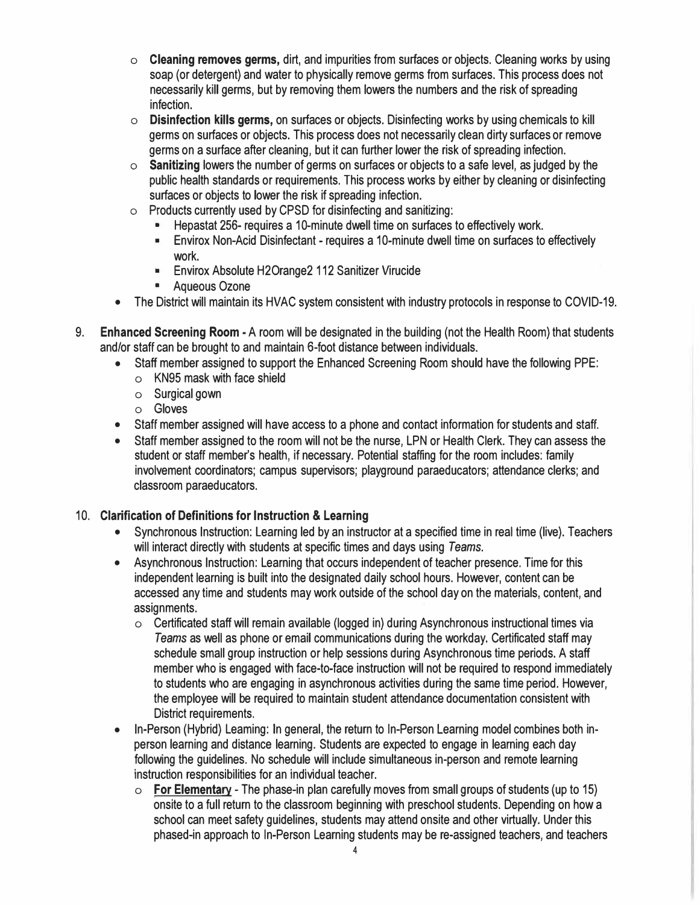- **Cleaning removes germs,** dirt, and impurities from surfaces or objects. Cleaning works by using soap (or detergent) and water to physically remove germs from surfaces. This process does not necessarily kill germs, but by removing them lowers the numbers and the risk of spreading infection.
  - **Disinfection kills germs,** on surfaces or objects. Disinfecting works by using chemicals to kill germs on surfaces or objects. This process does not necessarily clean dirty surfaces or remove germs on a surface after cleaning, but it can further lower the risk of spreading infection.
  - **Sanitizing** lowers the number of germs on surfaces or objects to a safe level, as judged by the public health standards or requirements. This process works by either by cleaning or disinfecting surfaces or objects to lower the risk if spreading infection.
  - Products currently used by CPSD for disinfecting and sanitizing:
    - Hepastat 256- requires a 10-minute dwell time on surfaces to effectively work.
    - Envirox Non-Acid Disinfectant - requires a 10-minute dwell time on surfaces to effectively work.
    - Envirox Absolute H2Orange2 112 Sanitizer Virucide
    - Aqueous Ozone
- The District will maintain its HVAC system consistent with industry protocols in response to COVID-19.

9. **Enhanced Screening Room -** A room will be designated in the building (not the Health Room) that students and/or staff can be brought to and maintain 6-foot distance between individuals.
   - Staff member assigned to support the Enhanced Screening Room should have the following PPE:
     - KN95 mask with face shield
     - Surgical gown
     - Gloves
   - Staff member assigned will have access to a phone and contact information for students and staff.
   - Staff member assigned to the room will not be the nurse, LPN or Health Clerk. They can assess the student or staff member's health, if necessary. Potential staffing for the room includes: family involvement coordinators; campus supervisors; playground paraeducators; attendance clerks; and classroom paraeducators.

10. **Clarification of Definitions for Instruction & Learning**
    - Synchronous Instruction: Learning led by an instructor at a specified time in real time (live). Teachers will interact directly with students at specific times and days using *Teams*.
    - Asynchronous Instruction: Learning that occurs independent of teacher presence. Time for this independent learning is built into the designated daily school hours. However, content can be accessed any time and students may work outside of the school day on the materials, content, and assignments.
      - Certificated staff will remain available (logged in) during Asynchronous instructional times via *Teams* as well as phone or email communications during the workday. Certificated staff may schedule small group instruction or help sessions during Asynchronous time periods. A staff member who is engaged with face-to-face instruction will not be required to respond immediately to students who are engaging in asynchronous activities during the same time period. However, the employee will be required to maintain student attendance documentation consistent with District requirements.
    - In-Person (Hybrid) Learning: In general, the return to In-Person Learning model combines both in-person learning and distance learning. Students are expected to engage in learning each day following the guidelines. No schedule will include simultaneous in-person and remote learning instruction responsibilities for an individual teacher.
      - **<u>For Elementary</u>** - The phase-in plan carefully moves from small groups of students (up to 15) onsite to a full return to the classroom beginning with preschool students. Depending on how a school can meet safety guidelines, students may attend onsite and other virtually. Under this phased-in approach to In-Person Learning students may be re-assigned teachers, and teachers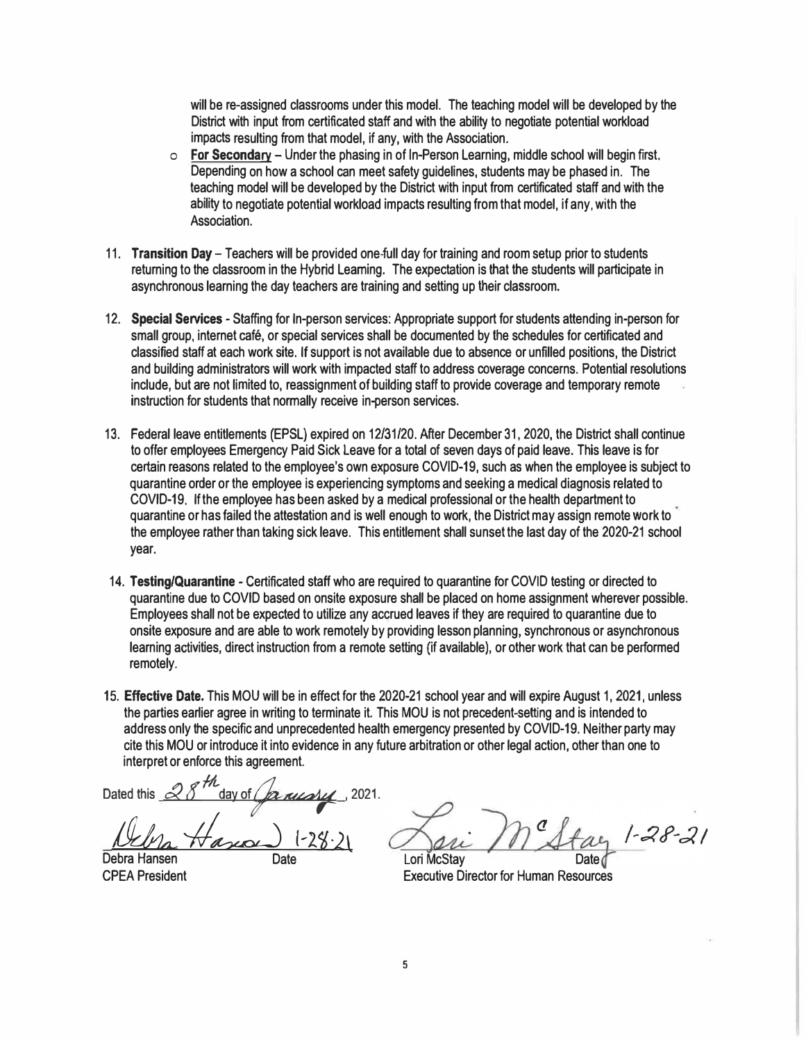will be re-assigned classrooms under this model. The teaching model will be developed by the District with input from certificated staff and with the ability to negotiate potential workload impacts resulting from that model, if any, with the Association.

- **For Secondary** – Under the phasing in of In-Person Learning, middle school will begin first. Depending on how a school can meet safety guidelines, students may be phased in. The teaching model will be developed by the District with input from certificated staff and with the ability to negotiate potential workload impacts resulting from that model, if any, with the Association.

11. **Transition Day** – Teachers will be provided one-full day for training and room setup prior to students returning to the classroom in the Hybrid Learning. The expectation is that the students will participate in asynchronous learning the day teachers are training and setting up their classroom.

12. **Special Services** - Staffing for In-person services: Appropriate support for students attending in-person for small group, internet café, or special services shall be documented by the schedules for certificated and classified staff at each work site. If support is not available due to absence or unfilled positions, the District and building administrators will work with impacted staff to address coverage concerns. Potential resolutions include, but are not limited to, reassignment of building staff to provide coverage and temporary remote instruction for students that normally receive in-person services.

13. Federal leave entitlements (EPSL) expired on 12/31/20. After December 31, 2020, the District shall continue to offer employees Emergency Paid Sick Leave for a total of seven days of paid leave. This leave is for certain reasons related to the employee's own exposure COVID-19, such as when the employee is subject to quarantine order or the employee is experiencing symptoms and seeking a medical diagnosis related to COVID-19. If the employee has been asked by a medical professional or the health department to quarantine or has failed the attestation and is well enough to work, the District may assign remote work to the employee rather than taking sick leave. This entitlement shall sunset the last day of the 2020-21 school year.

14. **Testing/Quarantine** - Certificated staff who are required to quarantine for COVID testing or directed to quarantine due to COVID based on onsite exposure shall be placed on home assignment wherever possible. Employees shall not be expected to utilize any accrued leaves if they are required to quarantine due to onsite exposure and are able to work remotely by providing lesson planning, synchronous or asynchronous learning activities, direct instruction from a remote setting (if available), or other work that can be performed remotely.

15. **Effective Date.** This MOU will be in effect for the 2020-21 school year and will expire August 1, 2021, unless the parties earlier agree in writing to terminate it. This MOU is not precedent-setting and is intended to address only the specific and unprecedented health emergency presented by COVID-19. Neither party may cite this MOU or introduce it into evidence in any future arbitration or other legal action, other than one to interpret or enforce this agreement.

Dated this 28th day of January, 2021.

Debra Hansen 1-28-21
Debra Hansen — Date
CPEA President

Lori McStay 1-28-21
Lori McStay — Date
Executive Director for Human Resources